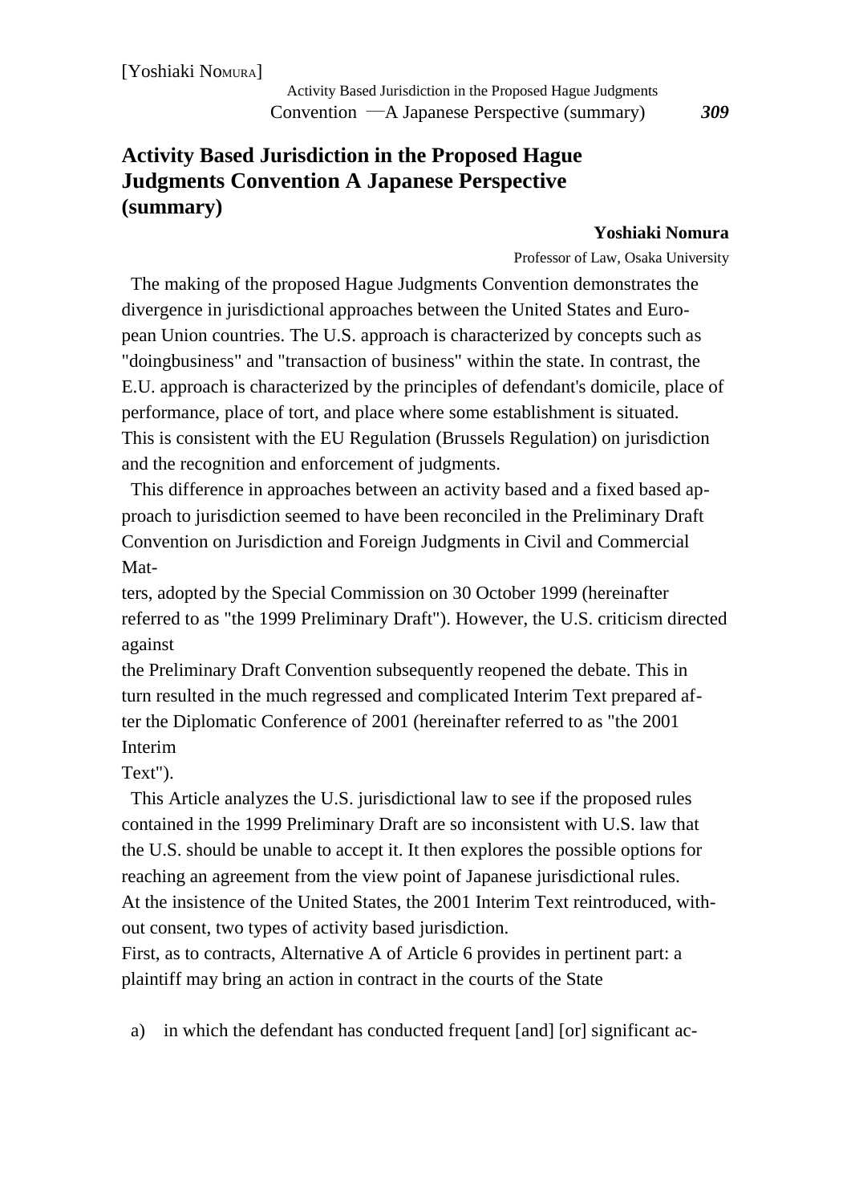# Activity Based Jurisdiction in the Proposed Hague Judgments Convention A Japanese Perspective (summary)

**Yoshiaki Nomura**

Professor of Law, Osaka University

The making of the proposed Hague Judgments Convention demonstrates the divergence in jurisdictional approaches between the United States and European Union countries. The U.S. approach is characterized by concepts such as "doingbusiness" and "transaction of business" within the state. In contrast, the E.U. approach is characterized by the principles of defendant's domicile, place of performance, place of tort, and place where some establishment is situated. This is consistent with the EU Regulation (Brussels Regulation) on jurisdiction and the recognition and enforcement of judgments.

This difference in approaches between an activity based and a fixed based approach to jurisdiction seemed to have been reconciled in the Preliminary Draft Convention on Jurisdiction and Foreign Judgments in Civil and Commercial Matters, adopted by the Special Commission on 30 October 1999 (hereinafter referred to as "the 1999 Preliminary Draft"). However, the U.S. criticism directed against the Preliminary Draft Convention subsequently reopened the debate. This in turn resulted in the much regressed and complicated Interim Text prepared after the Diplomatic Conference of 2001 (hereinafter referred to as "the 2001 Interim Text").

This Article analyzes the U.S. jurisdictional law to see if the proposed rules contained in the 1999 Preliminary Draft are so inconsistent with U.S. law that the U.S. should be unable to accept it. It then explores the possible options for reaching an agreement from the view point of Japanese jurisdictional rules. At the insistence of the United States, the 2001 Interim Text reintroduced, without consent, two types of activity based jurisdiction.

First, as to contracts, Alternative A of Article 6 provides in pertinent part: a plaintiff may bring an action in contract in the courts of the State

a) in which the defendant has conducted frequent [and] [or] significant ac-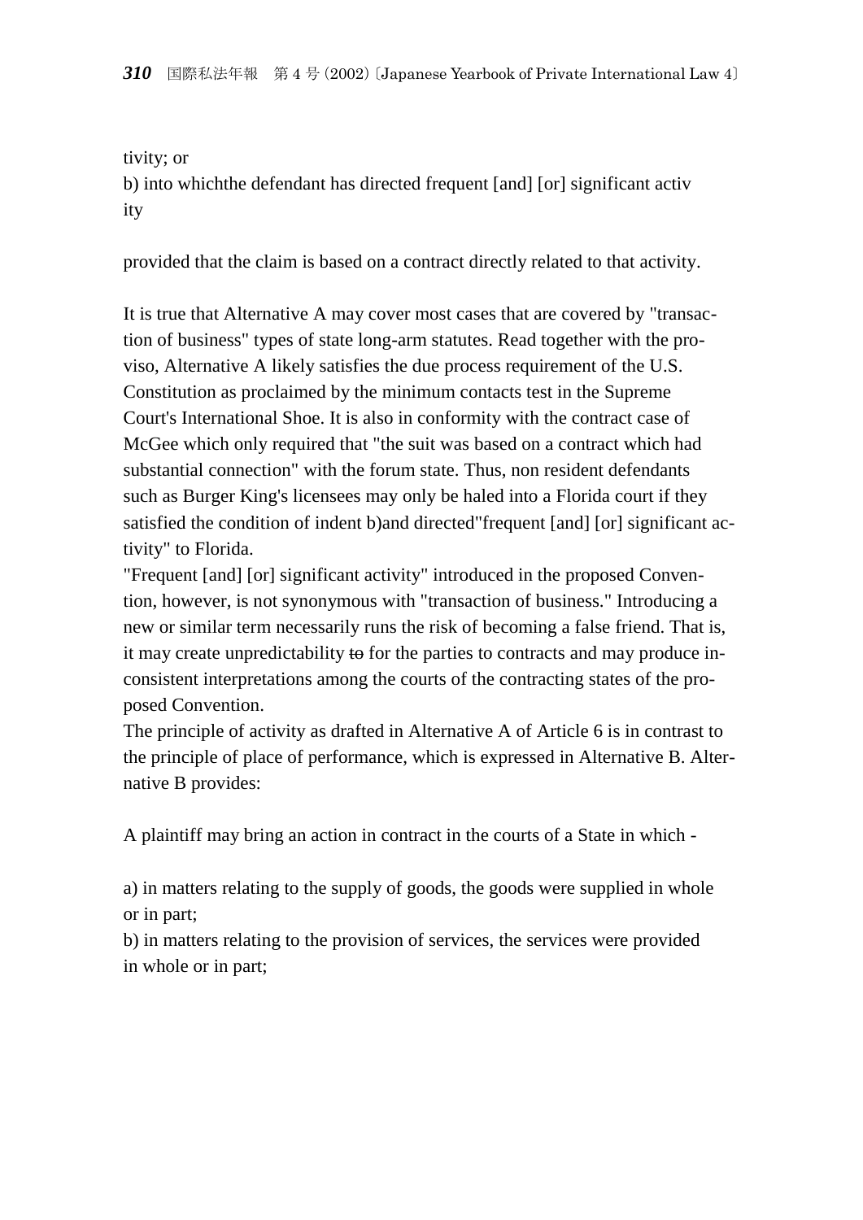tivity; or

b) into whichthe defendant has directed frequent [and] [or] significant activ ity

provided that the claim is based on a contract directly related to that activity.

It is true that Alternative A may cover most cases that are covered by "transaction of business" types of state long-arm statutes. Read together with the proviso, Alternative A likely satisfies the due process requirement of the U.S. Constitution as proclaimed by the minimum contacts test in the Supreme Court's International Shoe. It is also in conformity with the contract case of McGee which only required that "the suit was based on a contract which had substantial connection" with the forum state. Thus, non resident defendants such as Burger King's licensees may only be haled into a Florida court if they satisfied the condition of indent b)and directed"frequent [and] [or] significant activity" to Florida.

"Frequent [and] [or] significant activity" introduced in the proposed Convention, however, is not synonymous with "transaction of business." Introducing a new or similar term necessarily runs the risk of becoming a false friend. That is, it may create unpredictability ~~to~~ for the parties to contracts and may produce inconsistent interpretations among the courts of the contracting states of the proposed Convention.

The principle of activity as drafted in Alternative A of Article 6 is in contrast to the principle of place of performance, which is expressed in Alternative B. Alternative B provides:

A plaintiff may bring an action in contract in the courts of a State in which -

a) in matters relating to the supply of goods, the goods were supplied in whole or in part;

b) in matters relating to the provision of services, the services were provided in whole or in part;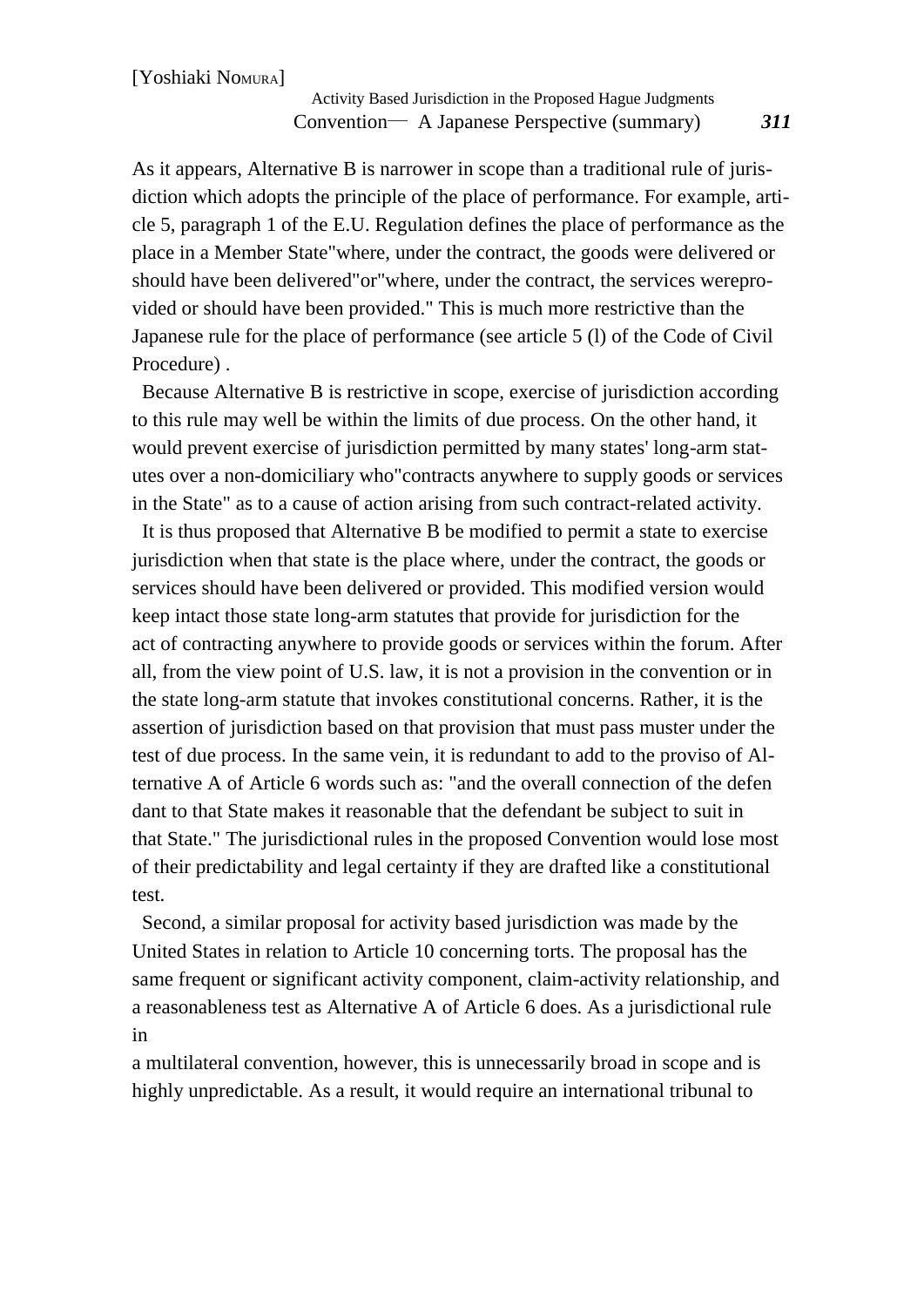As it appears, Alternative B is narrower in scope than a traditional rule of jurisdiction which adopts the principle of the place of performance. For example, article 5, paragraph 1 of the E.U. Regulation defines the place of performance as the place in a Member State"where, under the contract, the goods were delivered or should have been delivered"or"where, under the contract, the services wereprovided or should have been provided." This is much more restrictive than the Japanese rule for the place of performance (see article 5 (l) of the Code of Civil Procedure) .

Because Alternative B is restrictive in scope, exercise of jurisdiction according to this rule may well be within the limits of due process. On the other hand, it would prevent exercise of jurisdiction permitted by many states' long-arm statutes over a non-domiciliary who"contracts anywhere to supply goods or services in the State" as to a cause of action arising from such contract-related activity.

It is thus proposed that Alternative B be modified to permit a state to exercise jurisdiction when that state is the place where, under the contract, the goods or services should have been delivered or provided. This modified version would keep intact those state long-arm statutes that provide for jurisdiction for the act of contracting anywhere to provide goods or services within the forum. After all, from the view point of U.S. law, it is not a provision in the convention or in the state long-arm statute that invokes constitutional concerns. Rather, it is the assertion of jurisdiction based on that provision that must pass muster under the test of due process. In the same vein, it is redundant to add to the proviso of Alternative A of Article 6 words such as: "and the overall connection of the defendant to that State makes it reasonable that the defendant be subject to suit in that State." The jurisdictional rules in the proposed Convention would lose most of their predictability and legal certainty if they are drafted like a constitutional test.

Second, a similar proposal for activity based jurisdiction was made by the United States in relation to Article 10 concerning torts. The proposal has the same frequent or significant activity component, claim-activity relationship, and a reasonableness test as Alternative A of Article 6 does. As a jurisdictional rule in a multilateral convention, however, this is unnecessarily broad in scope and is highly unpredictable. As a result, it would require an international tribunal to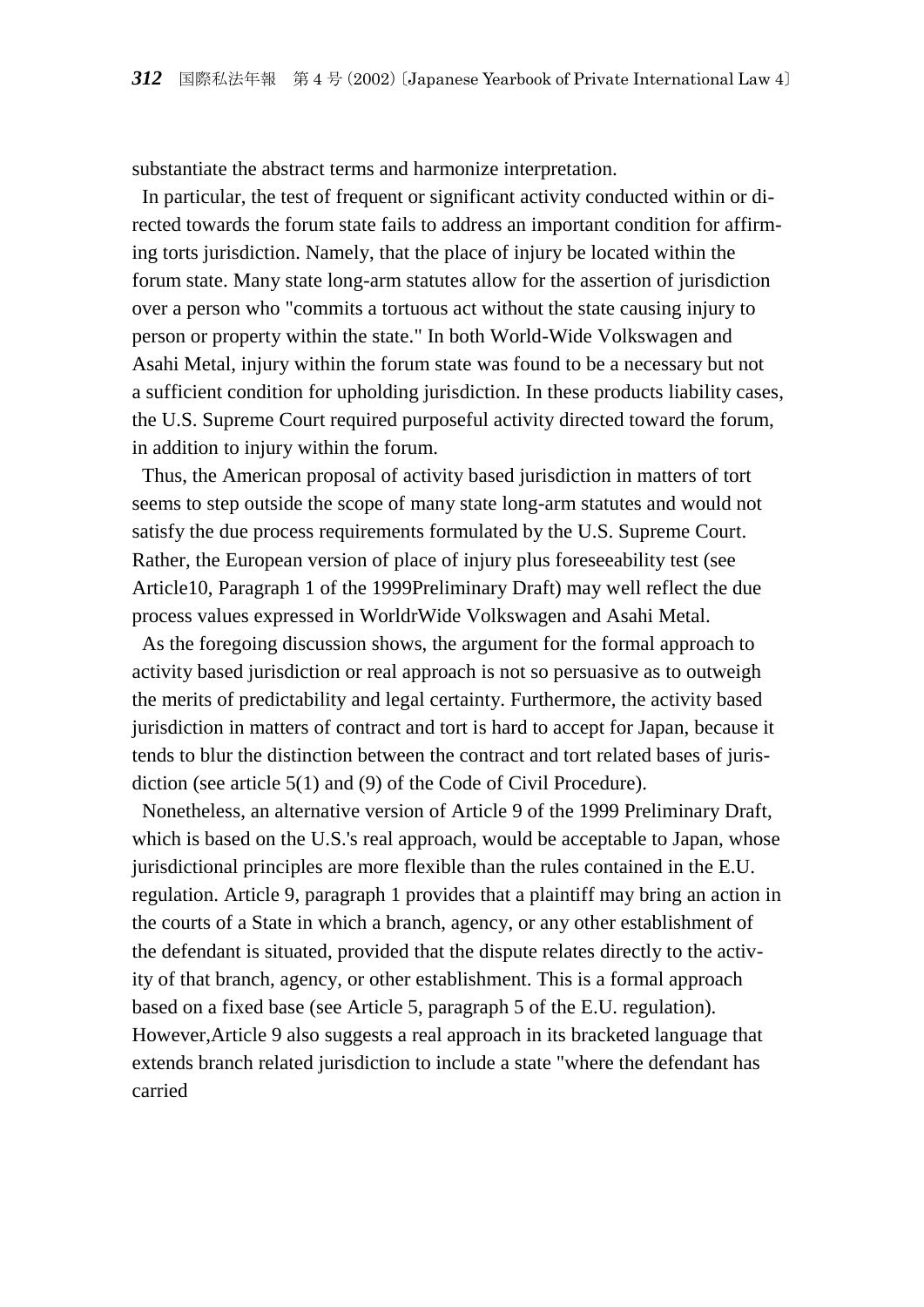substantiate the abstract terms and harmonize interpretation.

In particular, the test of frequent or significant activity conducted within or directed towards the forum state fails to address an important condition for affirming torts jurisdiction. Namely, that the place of injury be located within the forum state. Many state long-arm statutes allow for the assertion of jurisdiction over a person who "commits a tortuous act without the state causing injury to person or property within the state." In both World-Wide Volkswagen and Asahi Metal, injury within the forum state was found to be a necessary but not a sufficient condition for upholding jurisdiction. In these products liability cases, the U.S. Supreme Court required purposeful activity directed toward the forum, in addition to injury within the forum.

Thus, the American proposal of activity based jurisdiction in matters of tort seems to step outside the scope of many state long-arm statutes and would not satisfy the due process requirements formulated by the U.S. Supreme Court. Rather, the European version of place of injury plus foreseeability test (see Article10, Paragraph 1 of the 1999Preliminary Draft) may well reflect the due process values expressed in WorldrWide Volkswagen and Asahi Metal.

As the foregoing discussion shows, the argument for the formal approach to activity based jurisdiction or real approach is not so persuasive as to outweigh the merits of predictability and legal certainty. Furthermore, the activity based jurisdiction in matters of contract and tort is hard to accept for Japan, because it tends to blur the distinction between the contract and tort related bases of jurisdiction (see article 5(1) and (9) of the Code of Civil Procedure).

Nonetheless, an alternative version of Article 9 of the 1999 Preliminary Draft, which is based on the U.S.'s real approach, would be acceptable to Japan, whose jurisdictional principles are more flexible than the rules contained in the E.U. regulation. Article 9, paragraph 1 provides that a plaintiff may bring an action in the courts of a State in which a branch, agency, or any other establishment of the defendant is situated, provided that the dispute relates directly to the activity of that branch, agency, or other establishment. This is a formal approach based on a fixed base (see Article 5, paragraph 5 of the E.U. regulation). However,Article 9 also suggests a real approach in its bracketed language that extends branch related jurisdiction to include a state "where the defendant has carried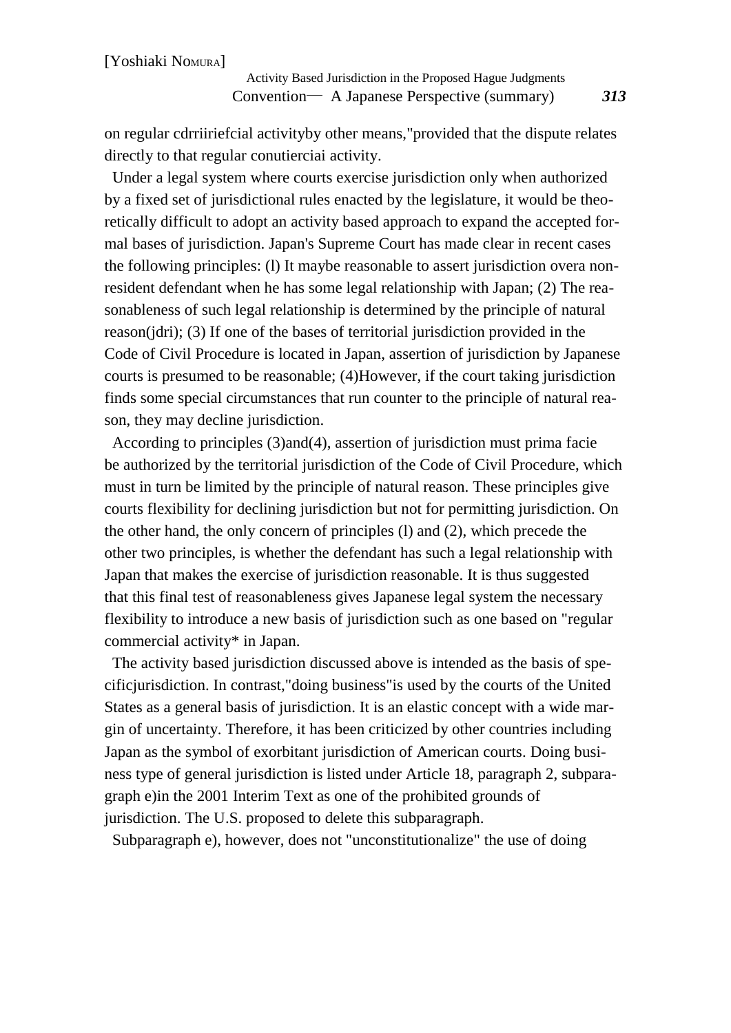on regular cdrriiriefcial activityby other means,"provided that the dispute relates directly to that regular conutierciai activity.

Under a legal system where courts exercise jurisdiction only when authorized by a fixed set of jurisdictional rules enacted by the legislature, it would be theoretically difficult to adopt an activity based approach to expand the accepted formal bases of jurisdiction. Japan's Supreme Court has made clear in recent cases the following principles: (l) It maybe reasonable to assert jurisdiction overa nonresident defendant when he has some legal relationship with Japan; (2) The reasonableness of such legal relationship is determined by the principle of natural reason(jdri); (3) If one of the bases of territorial jurisdiction provided in the Code of Civil Procedure is located in Japan, assertion of jurisdiction by Japanese courts is presumed to be reasonable; (4)However, if the court taking jurisdiction finds some special circumstances that run counter to the principle of natural reason, they may decline jurisdiction.

According to principles (3)and(4), assertion of jurisdiction must prima facie be authorized by the territorial jurisdiction of the Code of Civil Procedure, which must in turn be limited by the principle of natural reason. These principles give courts flexibility for declining jurisdiction but not for permitting jurisdiction. On the other hand, the only concern of principles (l) and (2), which precede the other two principles, is whether the defendant has such a legal relationship with Japan that makes the exercise of jurisdiction reasonable. It is thus suggested that this final test of reasonableness gives Japanese legal system the necessary flexibility to introduce a new basis of jurisdiction such as one based on "regular commercial activity* in Japan.

The activity based jurisdiction discussed above is intended as the basis of specificjurisdiction. In contrast,"doing business"is used by the courts of the United States as a general basis of jurisdiction. It is an elastic concept with a wide margin of uncertainty. Therefore, it has been criticized by other countries including Japan as the symbol of exorbitant jurisdiction of American courts. Doing business type of general jurisdiction is listed under Article 18, paragraph 2, subparagraph e)in the 2001 Interim Text as one of the prohibited grounds of jurisdiction. The U.S. proposed to delete this subparagraph.

Subparagraph e), however, does not "unconstitutionalize" the use of doing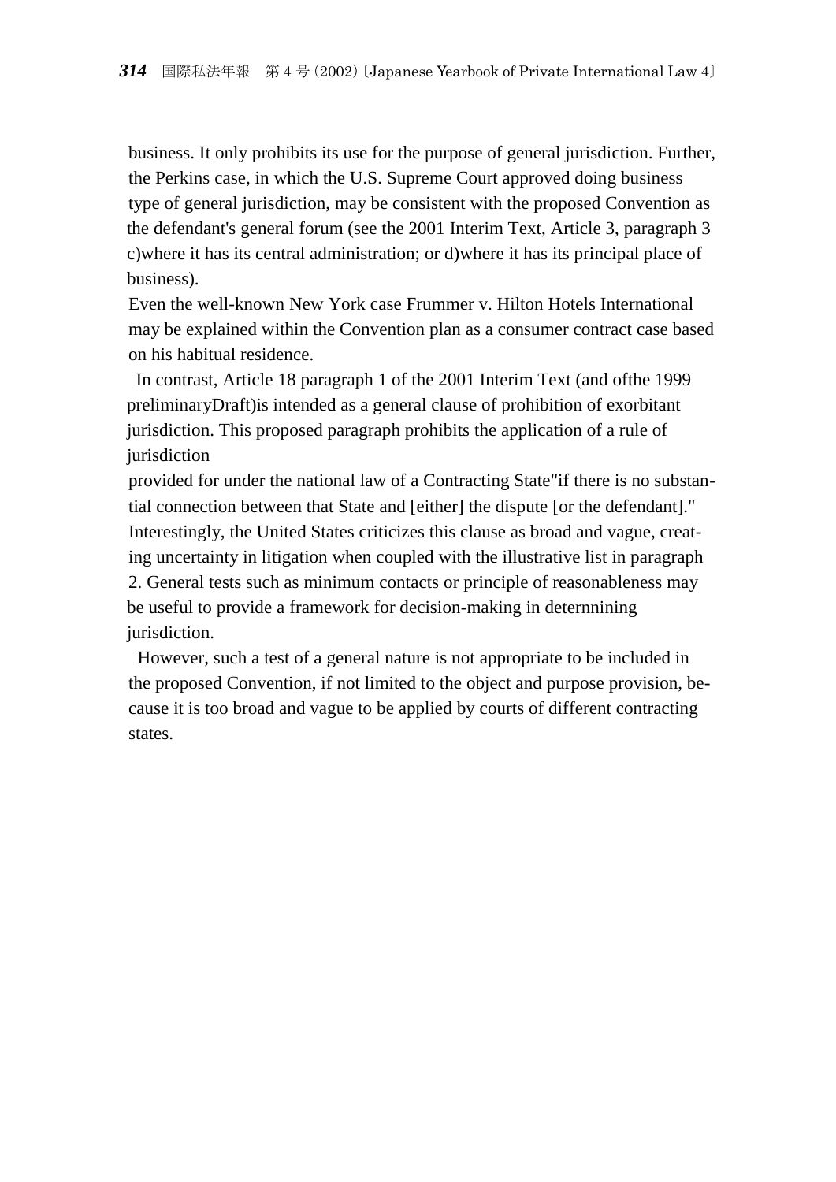business. It only prohibits its use for the purpose of general jurisdiction. Further, the Perkins case, in which the U.S. Supreme Court approved doing business type of general jurisdiction, may be consistent with the proposed Convention as the defendant's general forum (see the 2001 Interim Text, Article 3, paragraph 3 c)where it has its central administration; or d)where it has its principal place of business).

Even the well-known New York case Frummer v. Hilton Hotels International may be explained within the Convention plan as a consumer contract case based on his habitual residence.

In contrast, Article 18 paragraph 1 of the 2001 Interim Text (and ofthe 1999 preliminaryDraft)is intended as a general clause of prohibition of exorbitant jurisdiction. This proposed paragraph prohibits the application of a rule of jurisdiction provided for under the national law of a Contracting State"if there is no substantial connection between that State and [either] the dispute [or the defendant]." Interestingly, the United States criticizes this clause as broad and vague, creating uncertainty in litigation when coupled with the illustrative list in paragraph 2. General tests such as minimum contacts or principle of reasonableness may be useful to provide a framework for decision-making in deternnining jurisdiction.

However, such a test of a general nature is not appropriate to be included in the proposed Convention, if not limited to the object and purpose provision, because it is too broad and vague to be applied by courts of different contracting states.